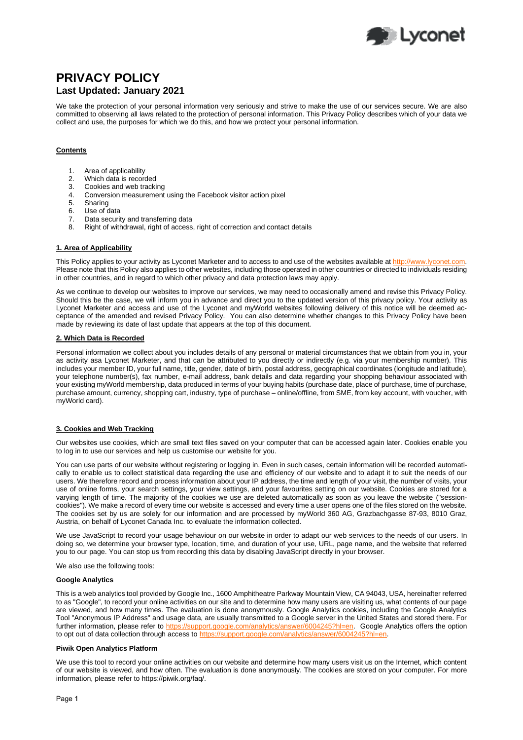# PRIVACY POLICY

## Last Updated: January 2021

We take the protection of your personal information very seriously and strive to make the use of our services secure. We are also committed to observing all laws related to the protection of personal information. This Privacy Policy describes which of your data we collect and use, the purposes for which we do this, and how we protect your personal information.

**Contents**

1. Area of applicability
2. Which data is recorded
3. Cookies and web tracking
4. Conversion measurement using the Facebook visitor action pixel
5. Sharing
6. Use of data
7. Data security and transferring data
8. Right of withdrawal, right of access, right of correction and contact details

### 1. Area of Applicability

This Policy applies to your activity as Lyconet Marketer and to access to and use of the websites available at http://www.lyconet.com. Please note that this Policy also applies to other websites, including those operated in other countries or directed to individuals residing in other countries, and in regard to which other privacy and data protection laws may apply.

As we continue to develop our websites to improve our services, we may need to occasionally amend and revise this Privacy Policy. Should this be the case, we will inform you in advance and direct you to the updated version of this privacy policy. Your activity as Lyconet Marketer and access and use of the Lyconet and myWorld websites following delivery of this notice will be deemed acceptance of the amended and revised Privacy Policy. You can also determine whether changes to this Privacy Policy have been made by reviewing its date of last update that appears at the top of this document.

### 2. Which Data is Recorded

Personal information we collect about you includes details of any personal or material circumstances that we obtain from you in, your as activity asa Lyconet Marketer, and that can be attributed to you directly or indirectly (e.g. via your membership number). This includes your member ID, your full name, title, gender, date of birth, postal address, geographical coordinates (longitude and latitude), your telephone number(s), fax number, e-mail address, bank details and data regarding your shopping behaviour associated with your existing myWorld membership, data produced in terms of your buying habits (purchase date, place of purchase, time of purchase, purchase amount, currency, shopping cart, industry, type of purchase – online/offline, from SME, from key account, with voucher, with myWorld card).

### 3. Cookies and Web Tracking

Our websites use cookies, which are small text files saved on your computer that can be accessed again later. Cookies enable you to log in to use our services and help us customise our website for you.

You can use parts of our website without registering or logging in. Even in such cases, certain information will be recorded automatically to enable us to collect statistical data regarding the use and efficiency of our website and to adapt it to suit the needs of our users. We therefore record and process information about your IP address, the time and length of your visit, the number of visits, your use of online forms, your search settings, your view settings, and your favourites setting on our website. Cookies are stored for a varying length of time. The majority of the cookies we use are deleted automatically as soon as you leave the website ("session-cookies"). We make a record of every time our website is accessed and every time a user opens one of the files stored on the website. The cookies set by us are solely for our information and are processed by myWorld 360 AG, Grazbachgasse 87-93, 8010 Graz, Austria, on behalf of Lyconet Canada Inc. to evaluate the information collected.

We use JavaScript to record your usage behaviour on our website in order to adapt our web services to the needs of our users. In doing so, we determine your browser type, location, time, and duration of your use, URL, page name, and the website that referred you to our page. You can stop us from recording this data by disabling JavaScript directly in your browser.

We also use the following tools:

**Google Analytics**

This is a web analytics tool provided by Google Inc., 1600 Amphitheatre Parkway Mountain View, CA 94043, USA, hereinafter referred to as "Google", to record your online activities on our site and to determine how many users are visiting us, what contents of our page are viewed, and how many times. The evaluation is done anonymously. Google Analytics cookies, including the Google Analytics Tool "Anonymous IP Address" and usage data, are usually transmitted to a Google server in the United States and stored there. For further information, please refer to https://support.google.com/analytics/answer/6004245?hl=en. Google Analytics offers the option to opt out of data collection through access to https://support.google.com/analytics/answer/6004245?hl=en.

**Piwik Open Analytics Platform**

We use this tool to record your online activities on our website and determine how many users visit us on the Internet, which content of our website is viewed, and how often. The evaluation is done anonymously. The cookies are stored on your computer. For more information, please refer to https://piwik.org/faq/.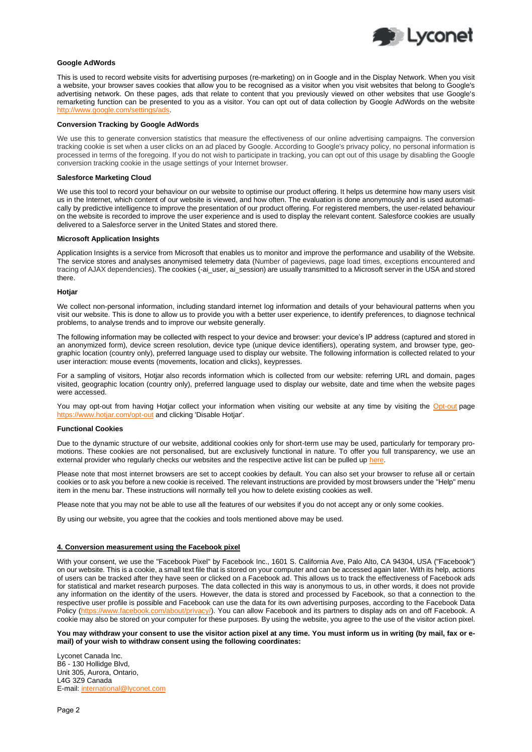**Google AdWords**

This is used to record website visits for advertising purposes (re-marketing) on in Google and in the Display Network. When you visit a website, your browser saves cookies that allow you to be recognised as a visitor when you visit websites that belong to Google's advertising network. On these pages, ads that relate to content that you previously viewed on other websites that use Google's remarketing function can be presented to you as a visitor. You can opt out of data collection by Google AdWords on the website http://www.google.com/settings/ads.

**Conversion Tracking by Google AdWords**

We use this to generate conversion statistics that measure the effectiveness of our online advertising campaigns. The conversion tracking cookie is set when a user clicks on an ad placed by Google. According to Google's privacy policy, no personal information is processed in terms of the foregoing. If you do not wish to participate in tracking, you can opt out of this usage by disabling the Google conversion tracking cookie in the usage settings of your Internet browser.

**Salesforce Marketing Cloud**

We use this tool to record your behaviour on our website to optimise our product offering. It helps us determine how many users visit us in the Internet, which content of our website is viewed, and how often. The evaluation is done anonymously and is used automatically by predictive intelligence to improve the presentation of our product offering. For registered members, the user-related behaviour on the website is recorded to improve the user experience and is used to display the relevant content. Salesforce cookies are usually delivered to a Salesforce server in the United States and stored there.

**Microsoft Application Insights**

Application Insights is a service from Microsoft that enables us to monitor and improve the performance and usability of the Website. The service stores and analyses anonymised telemetry data (Number of pageviews, page load times, exceptions encountered and tracing of AJAX dependencies). The cookies (-ai_user, ai_session) are usually transmitted to a Microsoft server in the USA and stored there.

**Hotjar**

We collect non-personal information, including standard internet log information and details of your behavioural patterns when you visit our website. This is done to allow us to provide you with a better user experience, to identify preferences, to diagnose technical problems, to analyse trends and to improve our website generally.

The following information may be collected with respect to your device and browser: your device's IP address (captured and stored in an anonymized form), device screen resolution, device type (unique device identifiers), operating system, and browser type, geographic location (country only), preferred language used to display our website. The following information is collected related to your user interaction: mouse events (movements, location and clicks), keypresses.

For a sampling of visitors, Hotjar also records information which is collected from our website: referring URL and domain, pages visited, geographic location (country only), preferred language used to display our website, date and time when the website pages were accessed.

You may opt-out from having Hotjar collect your information when visiting our website at any time by visiting the Opt-out page https://www.hotjar.com/opt-out and clicking 'Disable Hotjar'.

**Functional Cookies**

Due to the dynamic structure of our website, additional cookies only for short-term use may be used, particularly for temporary promotions. These cookies are not personalised, but are exclusively functional in nature. To offer you full transparency, we use an external provider who regularly checks our websites and the respective active list can be pulled up here.

Please note that most internet browsers are set to accept cookies by default. You can also set your browser to refuse all or certain cookies or to ask you before a new cookie is received. The relevant instructions are provided by most browsers under the "Help" menu item in the menu bar. These instructions will normally tell you how to delete existing cookies as well.

Please note that you may not be able to use all the features of our websites if you do not accept any or only some cookies.

By using our website, you agree that the cookies and tools mentioned above may be used.

## 4. Conversion measurement using the Facebook pixel

With your consent, we use the "Facebook Pixel" by Facebook Inc., 1601 S. California Ave, Palo Alto, CA 94304, USA ("Facebook") on our website. This is a cookie, a small text file that is stored on your computer and can be accessed again later. With its help, actions of users can be tracked after they have seen or clicked on a Facebook ad. This allows us to track the effectiveness of Facebook ads for statistical and market research purposes. The data collected in this way is anonymous to us, in other words, it does not provide any information on the identity of the users. However, the data is stored and processed by Facebook, so that a connection to the respective user profile is possible and Facebook can use the data for its own advertising purposes, according to the Facebook Data Policy (https://www.facebook.com/about/privacy/). You can allow Facebook and its partners to display ads on and off Facebook. A cookie may also be stored on your computer for these purposes. By using the website, you agree to the use of the visitor action pixel.

**You may withdraw your consent to use the visitor action pixel at any time. You must inform us in writing (by mail, fax or e-mail) of your wish to withdraw consent using the following coordinates:**

Lyconet Canada Inc.
B6 - 130 Hollidge Blvd,
Unit 305, Aurora, Ontario,
L4G 3Z9 Canada
E-mail: international@lyconet.com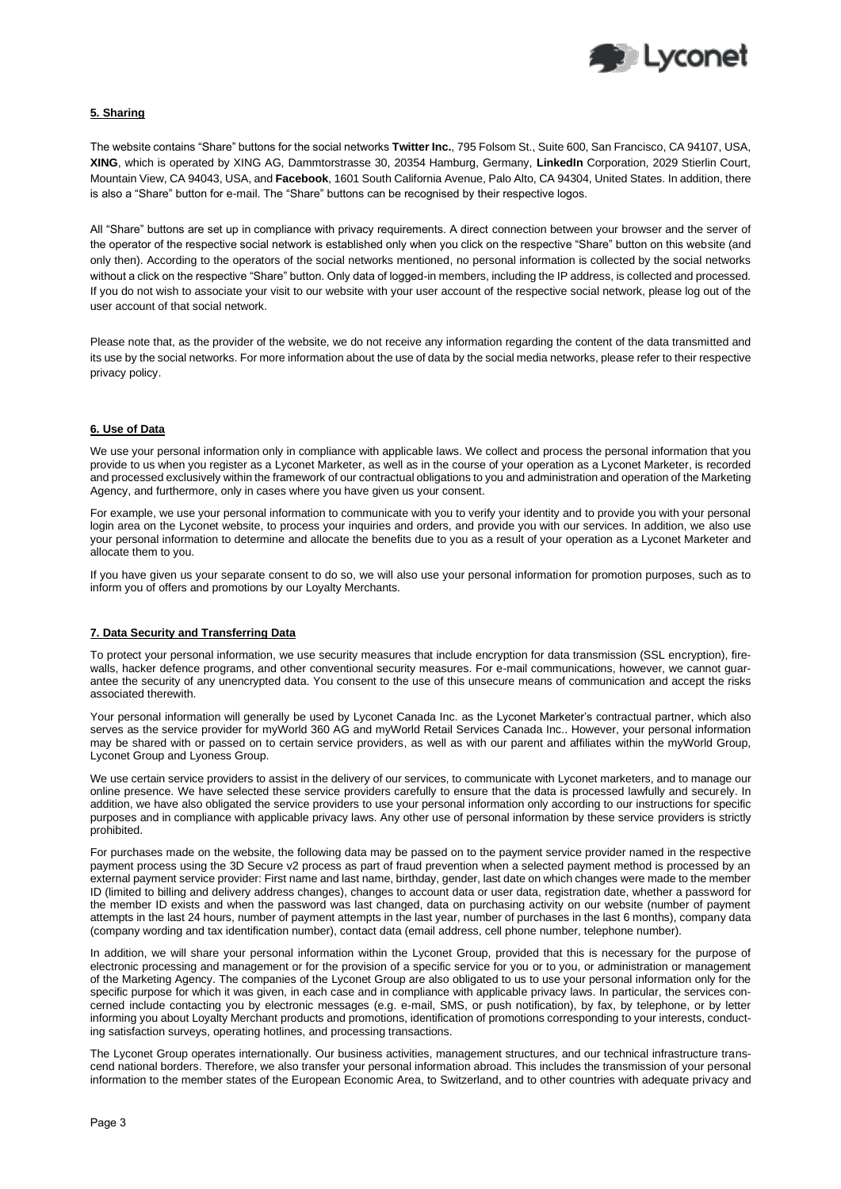## 5. Sharing

The website contains "Share" buttons for the social networks **Twitter Inc.**, 795 Folsom St., Suite 600, San Francisco, CA 94107, USA, **XING**, which is operated by XING AG, Dammtorstrasse 30, 20354 Hamburg, Germany, **LinkedIn** Corporation, 2029 Stierlin Court, Mountain View, CA 94043, USA, and **Facebook**, 1601 South California Avenue, Palo Alto, CA 94304, United States. In addition, there is also a "Share" button for e-mail. The "Share" buttons can be recognised by their respective logos.

All "Share" buttons are set up in compliance with privacy requirements. A direct connection between your browser and the server of the operator of the respective social network is established only when you click on the respective "Share" button on this website (and only then). According to the operators of the social networks mentioned, no personal information is collected by the social networks without a click on the respective "Share" button. Only data of logged-in members, including the IP address, is collected and processed. If you do not wish to associate your visit to our website with your user account of the respective social network, please log out of the user account of that social network.

Please note that, as the provider of the website, we do not receive any information regarding the content of the data transmitted and its use by the social networks. For more information about the use of data by the social media networks, please refer to their respective privacy policy.

## 6. Use of Data

We use your personal information only in compliance with applicable laws. We collect and process the personal information that you provide to us when you register as a Lyconet Marketer, as well as in the course of your operation as a Lyconet Marketer, is recorded and processed exclusively within the framework of our contractual obligations to you and administration and operation of the Marketing Agency, and furthermore, only in cases where you have given us your consent.

For example, we use your personal information to communicate with you to verify your identity and to provide you with your personal login area on the Lyconet website, to process your inquiries and orders, and provide you with our services. In addition, we also use your personal information to determine and allocate the benefits due to you as a result of your operation as a Lyconet Marketer and allocate them to you.

If you have given us your separate consent to do so, we will also use your personal information for promotion purposes, such as to inform you of offers and promotions by our Loyalty Merchants.

## 7. Data Security and Transferring Data

To protect your personal information, we use security measures that include encryption for data transmission (SSL encryption), firewalls, hacker defence programs, and other conventional security measures. For e-mail communications, however, we cannot guarantee the security of any unencrypted data. You consent to the use of this unsecure means of communication and accept the risks associated therewith.

Your personal information will generally be used by Lyconet Canada Inc. as the Lyconet Marketer's contractual partner, which also serves as the service provider for myWorld 360 AG and myWorld Retail Services Canada Inc.. However, your personal information may be shared with or passed on to certain service providers, as well as with our parent and affiliates within the myWorld Group, Lyconet Group and Lyoness Group.

We use certain service providers to assist in the delivery of our services, to communicate with Lyconet marketers, and to manage our online presence. We have selected these service providers carefully to ensure that the data is processed lawfully and securely. In addition, we have also obligated the service providers to use your personal information only according to our instructions for specific purposes and in compliance with applicable privacy laws. Any other use of personal information by these service providers is strictly prohibited.

For purchases made on the website, the following data may be passed on to the payment service provider named in the respective payment process using the 3D Secure v2 process as part of fraud prevention when a selected payment method is processed by an external payment service provider: First name and last name, birthday, gender, last date on which changes were made to the member ID (limited to billing and delivery address changes), changes to account data or user data, registration date, whether a password for the member ID exists and when the password was last changed, data on purchasing activity on our website (number of payment attempts in the last 24 hours, number of payment attempts in the last year, number of purchases in the last 6 months), company data (company wording and tax identification number), contact data (email address, cell phone number, telephone number).

In addition, we will share your personal information within the Lyconet Group, provided that this is necessary for the purpose of electronic processing and management or for the provision of a specific service for you or to you, or administration or management of the Marketing Agency. The companies of the Lyconet Group are also obligated to us to use your personal information only for the specific purpose for which it was given, in each case and in compliance with applicable privacy laws. In particular, the services concerned include contacting you by electronic messages (e.g. e-mail, SMS, or push notification), by fax, by telephone, or by letter informing you about Loyalty Merchant products and promotions, identification of promotions corresponding to your interests, conducting satisfaction surveys, operating hotlines, and processing transactions.

The Lyconet Group operates internationally. Our business activities, management structures, and our technical infrastructure transcend national borders. Therefore, we also transfer your personal information abroad. This includes the transmission of your personal information to the member states of the European Economic Area, to Switzerland, and to other countries with adequate privacy and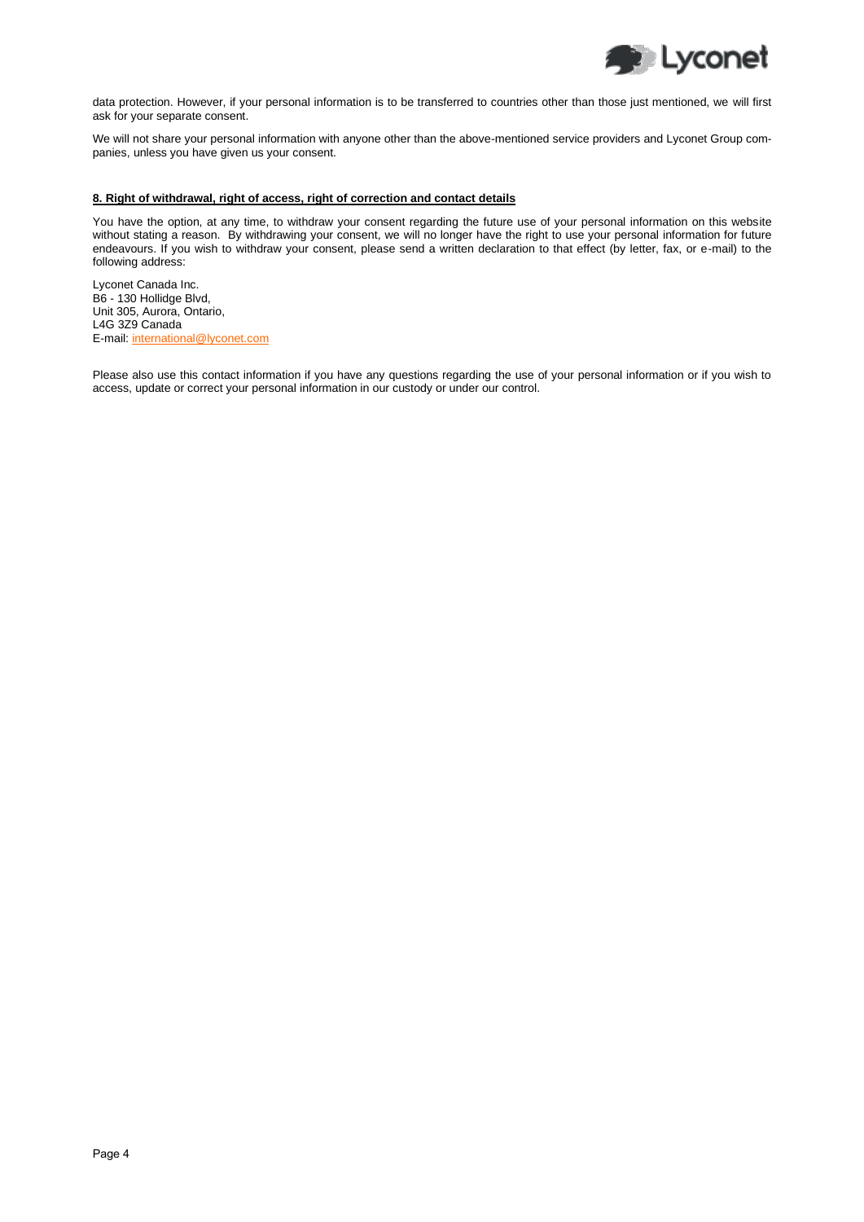data protection. However, if your personal information is to be transferred to countries other than those just mentioned, we will first ask for your separate consent.

We will not share your personal information with anyone other than the above-mentioned service providers and Lyconet Group companies, unless you have given us your consent.

**8. Right of withdrawal, right of access, right of correction and contact details**

You have the option, at any time, to withdraw your consent regarding the future use of your personal information on this website without stating a reason. By withdrawing your consent, we will no longer have the right to use your personal information for future endeavours. If you wish to withdraw your consent, please send a written declaration to that effect (by letter, fax, or e-mail) to the following address:

Lyconet Canada Inc.
B6 - 130 Hollidge Blvd,
Unit 305, Aurora, Ontario,
L4G 3Z9 Canada
E-mail: international@lyconet.com

Please also use this contact information if you have any questions regarding the use of your personal information or if you wish to access, update or correct your personal information in our custody or under our control.